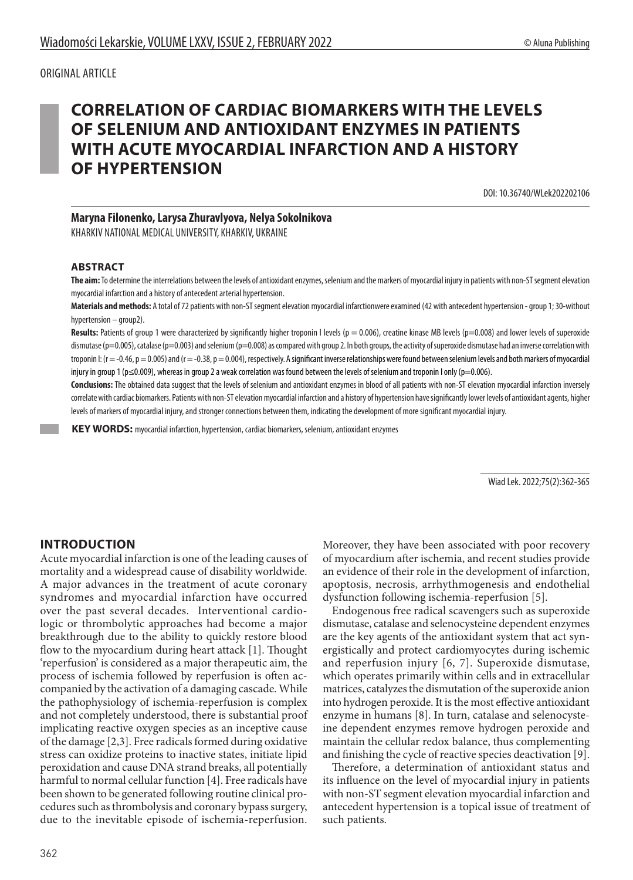ORIGINAL ARTICLE

# CORRELATION OF CARDIAC BIOMARKERS WITH THE LEVELS OF SELENIUM AND ANTIOXIDANT ENZYMES IN PATIENTS WITH ACUTE MYOCARDIAL INFARCTION AND A HISTORY OF HYPERTENSION

DOI: 10.36740/WLek202202106

**Maryna Filonenko, Larysa Zhuravlyova, Nelya Sokolnikova**

KHARKIV NATIONAL MEDICAL UNIVERSITY, KHARKIV, UKRAINE

## ABSTRACT

**The aim:** To determine the interrelations between the levels of antioxidant enzymes, selenium and the markers of myocardial injury in patients with non-ST segment elevation myocardial infarction and a history of antecedent arterial hypertension.

**Materials and methods:** A total of 72 patients with non-ST segment elevation myocardial infarctionwere examined (42 with antecedent hypertension - group 1; 30-without hypertension – group2).

**Results:** Patients of group 1 were characterized by significantly higher troponin I levels ($p = 0.006$), creatine kinase MB levels ($p=0.008$) and lower levels of superoxide dismutase ($p=0.005$), catalase ($p=0.003$) and selenium ($p=0.008$) as compared with group 2. In both groups, the activity of superoxide dismutase had an inverse correlation with troponin I: ($r = -0.46$, $p = 0.005$) and ($r = -0.38$, $p = 0.004$), respectively. A significant inverse relationships were found between selenium levels and both markers of myocardial injury in group 1 ($p \leq 0.009$), whereas in group 2 a weak correlation was found between the levels of selenium and troponin I only ($p=0.006$).

**Conclusions:** The obtained data suggest that the levels of selenium and antioxidant enzymes in blood of all patients with non-ST elevation myocardial infarction inversely correlate with cardiac biomarkers. Patients with non-ST elevation myocardial infarction and a history of hypertension have significantly lower levels of antioxidant agents, higher levels of markers of myocardial injury, and stronger connections between them, indicating the development of more significant myocardial injury.

**KEY WORDS:** myocardial infarction, hypertension, cardiac biomarkers, selenium, antioxidant enzymes

Wiad Lek. 2022;75(2):362-365

## INTRODUCTION

Acute myocardial infarction is one of the leading causes of mortality and a widespread cause of disability worldwide. A major advances in the treatment of acute coronary syndromes and myocardial infarction have occurred over the past several decades. Interventional cardiologic or thrombolytic approaches had become a major breakthrough due to the ability to quickly restore blood flow to the myocardium during heart attack [1]. Thought 'reperfusion' is considered as a major therapeutic aim, the process of ischemia followed by reperfusion is often accompanied by the activation of a damaging cascade. While the pathophysiology of ischemia-reperfusion is complex and not completely understood, there is substantial proof implicating reactive oxygen species as an inceptive cause of the damage [2,3]. Free radicals formed during oxidative stress can oxidize proteins to inactive states, initiate lipid peroxidation and cause DNA strand breaks, all potentially harmful to normal cellular function [4]. Free radicals have been shown to be generated following routine clinical procedures such as thrombolysis and coronary bypass surgery, due to the inevitable episode of ischemia-reperfusion. Moreover, they have been associated with poor recovery of myocardium after ischemia, and recent studies provide an evidence of their role in the development of infarction, apoptosis, necrosis, arrhythmogenesis and endothelial dysfunction following ischemia-reperfusion [5].

Endogenous free radical scavengers such as superoxide dismutase, catalase and selenocysteine dependent enzymes are the key agents of the antioxidant system that act synergistically and protect cardiomyocytes during ischemic and reperfusion injury [6, 7]. Superoxide dismutase, which operates primarily within cells and in extracellular matrices, catalyzes the dismutation of the superoxide anion into hydrogen peroxide. It is the most effective antioxidant enzyme in humans [8]. In turn, catalase and selenocysteine dependent enzymes remove hydrogen peroxide and maintain the cellular redox balance, thus complementing and finishing the cycle of reactive species deactivation [9].

Therefore, a determination of antioxidant status and its influence on the level of myocardial injury in patients with non-ST segment elevation myocardial infarction and antecedent hypertension is a topical issue of treatment of such patients.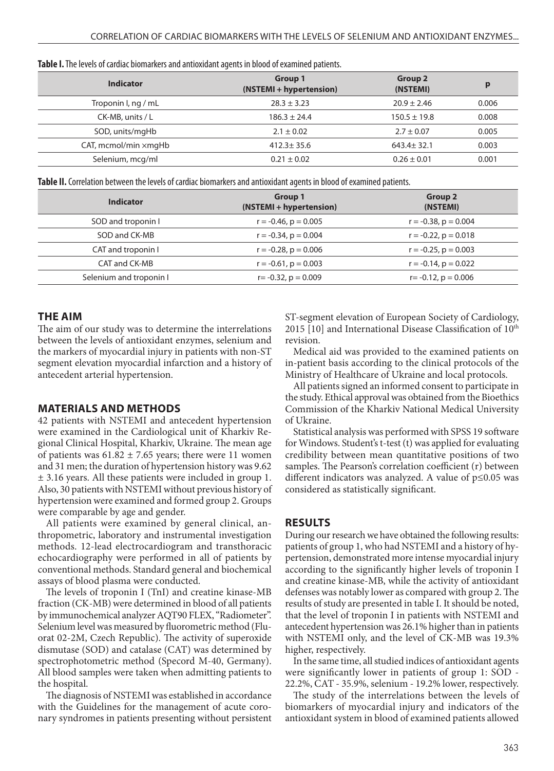**Table I.** The levels of cardiac biomarkers and antioxidant agents in blood of examined patients.

| Indicator | Group 1 (NSTEMI + hypertension) | Group 2 (NSTEMI) | p |
|---|---|---|---|
| Troponin I, ng / mL | 28.3 ± 3.23 | 20.9 ± 2.46 | 0.006 |
| CK-MB, units / L | 186.3 ± 24.4 | 150.5 ± 19.8 | 0.008 |
| SOD, units/mgHb | 2.1 ± 0.02 | 2.7 ± 0.07 | 0.005 |
| CAT, mcmol/min ×mgHb | 412.3± 35.6 | 643.4± 32.1 | 0.003 |
| Selenium, mcg/ml | 0.21 ± 0.02 | 0.26 ± 0.01 | 0.001 |

**Table II.** Correlation between the levels of cardiac biomarkers and antioxidant agents in blood of examined patients.

| Indicator | Group 1 (NSTEMI + hypertension) | Group 2 (NSTEMI) |
|---|---|---|
| SOD and troponin I | r = -0.46, p = 0.005 | r = -0.38, p = 0.004 |
| SOD and CK-MB | r = -0.34, p = 0.004 | r = -0.22, p = 0.018 |
| CAT and troponin I | r = -0.28, p = 0.006 | r = -0.25, p = 0.003 |
| CAT and CK-MB | r = -0.61, p = 0.003 | r = -0.14, p = 0.022 |
| Selenium and troponin I | r= -0.32, p = 0.009 | r= -0.12, p = 0.006 |

## THE AIM

The aim of our study was to determine the interrelations between the levels of antioxidant enzymes, selenium and the markers of myocardial injury in patients with non-ST segment elevation myocardial infarction and a history of antecedent arterial hypertension.

## MATERIALS AND METHODS

42 patients with NSTEMI and antecedent hypertension were examined in the Cardiological unit of Kharkiv Regional Clinical Hospital, Kharkiv, Ukraine. The mean age of patients was 61.82 ± 7.65 years; there were 11 women and 31 men; the duration of hypertension history was 9.62 ± 3.16 years. All these patients were included in group 1. Also, 30 patients with NSTEMI without previous history of hypertension were examined and formed group 2. Groups were comparable by age and gender.

All patients were examined by general clinical, anthropometric, laboratory and instrumental investigation methods. 12-lead electrocardiogram and transthoracic echocardiography were performed in all of patients by conventional methods. Standard general and biochemical assays of blood plasma were conducted.

The levels of troponin I (TnI) and creatine kinase-MB fraction (CK-MB) were determined in blood of all patients by immunochemical analyzer AQT90 FLEX, "Radiometer". Selenium level was measured by fluorometric method (Fluorat 02-2M, Czech Republic). The activity of superoxide dismutase (SOD) and catalase (CAT) was determined by spectrophotometric method (Specord M-40, Germany). All blood samples were taken when admitting patients to the hospital.

The diagnosis of NSTEMI was established in accordance with the Guidelines for the management of acute coronary syndromes in patients presenting without persistent ST-segment elevation of European Society of Cardiology, 2015 [10] and International Disease Classification of 10th revision.

Medical aid was provided to the examined patients on in-patient basis according to the clinical protocols of the Ministry of Healthcare of Ukraine and local protocols.

All patients signed an informed consent to participate in the study. Ethical approval was obtained from the Bioethics Commission of the Kharkiv National Medical University of Ukraine.

Statistical analysis was performed with SPSS 19 software for Windows. Student's t-test (t) was applied for evaluating credibility between mean quantitative positions of two samples. The Pearson's correlation coefficient (r) between different indicators was analyzed. A value of $p \leq 0.05$ was considered as statistically significant.

## RESULTS

During our research we have obtained the following results: patients of group 1, who had NSTEMI and a history of hypertension, demonstrated more intense myocardial injury according to the significantly higher levels of troponin I and creatine kinase-MB, while the activity of antioxidant defenses was notably lower as compared with group 2. The results of study are presented in table I. It should be noted, that the level of troponin I in patients with NSTEMI and antecedent hypertension was 26.1% higher than in patients with NSTEMI only, and the level of CK-MB was 19.3% higher, respectively.

In the same time, all studied indices of antioxidant agents were significantly lower in patients of group 1: SOD - 22.2%, CAT - 35.9%, selenium - 19.2% lower, respectively.

The study of the interrelations between the levels of biomarkers of myocardial injury and indicators of the antioxidant system in blood of examined patients allowed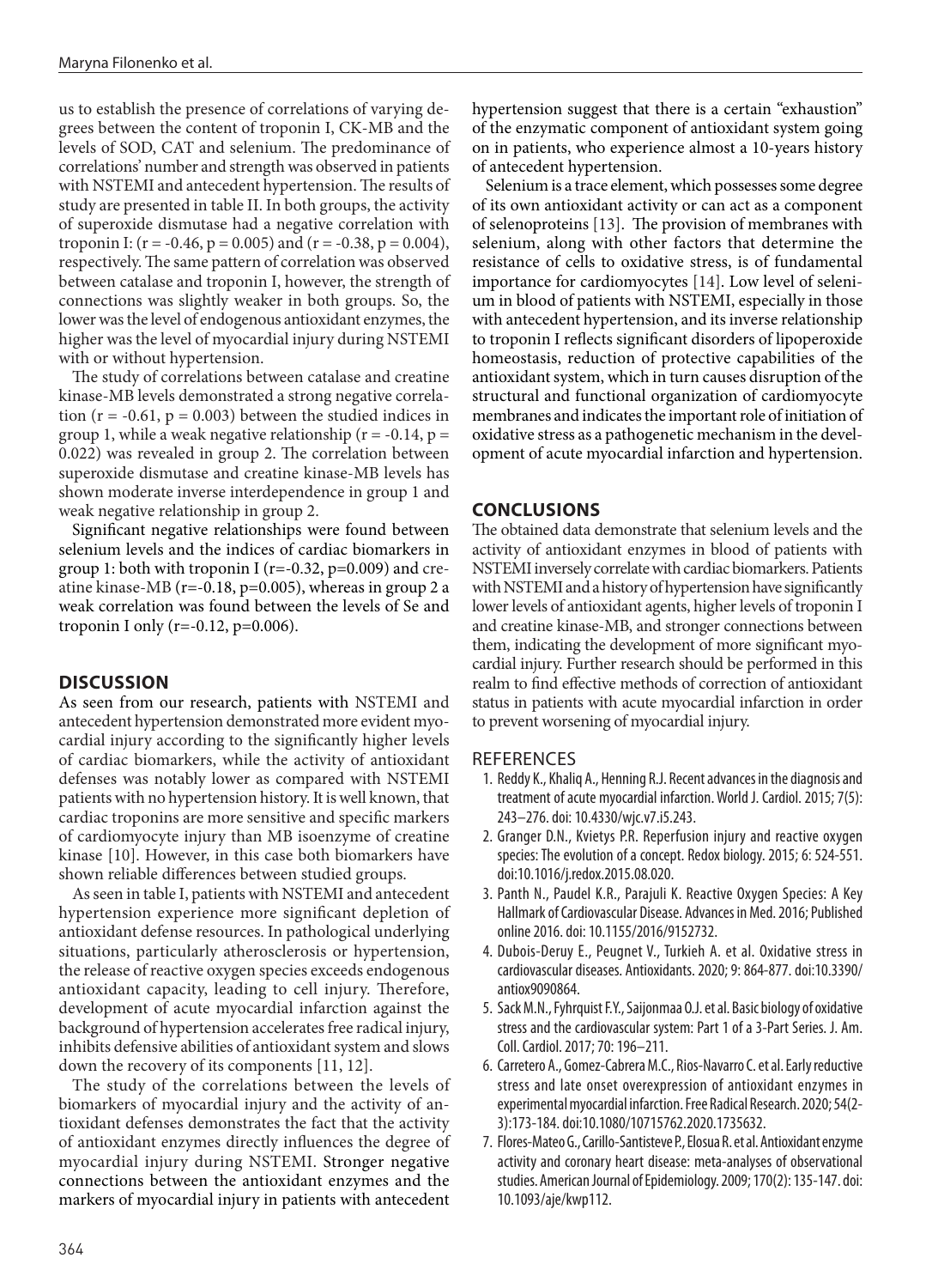us to establish the presence of correlations of varying degrees between the content of troponin I, CK-MB and the levels of SOD, CAT and selenium. The predominance of correlations' number and strength was observed in patients with NSTEMI and antecedent hypertension. The results of study are presented in table II. In both groups, the activity of superoxide dismutase had a negative correlation with troponin I: ($r = -0.46$, $p = 0.005$) and ($r = -0.38$, $p = 0.004$), respectively. The same pattern of correlation was observed between catalase and troponin I, however, the strength of connections was slightly weaker in both groups. So, the lower was the level of endogenous antioxidant enzymes, the higher was the level of myocardial injury during NSTEMI with or without hypertension.

The study of correlations between catalase and creatine kinase-MB levels demonstrated a strong negative correlation ($r = -0.61$, $p = 0.003$) between the studied indices in group 1, while a weak negative relationship ($r = -0.14$, $p = 0.022$) was revealed in group 2. The correlation between superoxide dismutase and creatine kinase-MB levels has shown moderate inverse interdependence in group 1 and weak negative relationship in group 2.

Significant negative relationships were found between selenium levels and the indices of cardiac biomarkers in group 1: both with troponin I ($r=-0.32$, $p=0.009$) and creatine kinase-MB ($r=-0.18$, $p=0.005$), whereas in group 2 a weak correlation was found between the levels of Se and troponin I only ($r=-0.12$, $p=0.006$).

## DISCUSSION

As seen from our research, patients with NSTEMI and antecedent hypertension demonstrated more evident myocardial injury according to the significantly higher levels of cardiac biomarkers, while the activity of antioxidant defenses was notably lower as compared with NSTEMI patients with no hypertension history. It is well known, that cardiac troponins are more sensitive and specific markers of cardiomyocyte injury than MB isoenzyme of creatine kinase [10]. However, in this case both biomarkers have shown reliable differences between studied groups.

As seen in table I, patients with NSTEMI and antecedent hypertension experience more significant depletion of antioxidant defense resources. In pathological underlying situations, particularly atherosclerosis or hypertension, the release of reactive oxygen species exceeds endogenous antioxidant capacity, leading to cell injury. Therefore, development of acute myocardial infarction against the background of hypertension accelerates free radical injury, inhibits defensive abilities of antioxidant system and slows down the recovery of its components [11, 12].

The study of the correlations between the levels of biomarkers of myocardial injury and the activity of antioxidant defenses demonstrates the fact that the activity of antioxidant enzymes directly influences the degree of myocardial injury during NSTEMI. Stronger negative connections between the antioxidant enzymes and the markers of myocardial injury in patients with antecedent hypertension suggest that there is a certain "exhaustion" of the enzymatic component of antioxidant system going on in patients, who experience almost a 10-years history of antecedent hypertension.

Selenium is a trace element, which possesses some degree of its own antioxidant activity or can act as a component of selenoproteins [13]. The provision of membranes with selenium, along with other factors that determine the resistance of cells to oxidative stress, is of fundamental importance for cardiomyocytes [14]. Low level of selenium in blood of patients with NSTEMI, especially in those with antecedent hypertension, and its inverse relationship to troponin I reflects significant disorders of lipoperoxide homeostasis, reduction of protective capabilities of the antioxidant system, which in turn causes disruption of the structural and functional organization of cardiomyocyte membranes and indicates the important role of initiation of oxidative stress as a pathogenetic mechanism in the development of acute myocardial infarction and hypertension.

## CONCLUSIONS

The obtained data demonstrate that selenium levels and the activity of antioxidant enzymes in blood of patients with NSTEMI inversely correlate with cardiac biomarkers. Patients with NSTEMI and a history of hypertension have significantly lower levels of antioxidant agents, higher levels of troponin I and creatine kinase-MB, and stronger connections between them, indicating the development of more significant myocardial injury. Further research should be performed in this realm to find effective methods of correction of antioxidant status in patients with acute myocardial infarction in order to prevent worsening of myocardial injury.

## REFERENCES

1. Reddy K., Khaliq A., Henning R.J. Recent advances in the diagnosis and treatment of acute myocardial infarction. World J. Cardiol. 2015; 7(5): 243–276. doi: 10.4330/wjc.v7.i5.243.
2. Granger D.N., Kvietys P.R. Reperfusion injury and reactive oxygen species: The evolution of a concept. Redox biology. 2015; 6: 524-551. doi:10.1016/j.redox.2015.08.020.
3. Panth N., Paudel K.R., Parajuli K. Reactive Oxygen Species: A Key Hallmark of Cardiovascular Disease. Advances in Med. 2016; Published online 2016. doi: 10.1155/2016/9152732.
4. Dubois-Deruy E., Peugnet V., Turkieh A. et al. Oxidative stress in cardiovascular diseases. Antioxidants. 2020; 9: 864-877. doi:10.3390/antiox9090864.
5. Sack M.N., Fyhrquist F.Y., Saijonmaa O.J. et al. Basic biology of oxidative stress and the cardiovascular system: Part 1 of a 3-Part Series. J. Am. Coll. Cardiol. 2017; 70: 196–211.
6. Carretero A., Gomez-Cabrera M.C., Rios-Navarro C. et al. Early reductive stress and late onset overexpression of antioxidant enzymes in experimental myocardial infarction. Free Radical Research. 2020; 54(2-3):173-184. doi:10.1080/10715762.2020.1735632.
7. Flores-Mateo G., Carillo-Santisteve P., Elosua R. et al. Antioxidant enzyme activity and coronary heart disease: meta-analyses of observational studies. American Journal of Epidemiology. 2009; 170(2): 135-147. doi: 10.1093/aje/kwp112.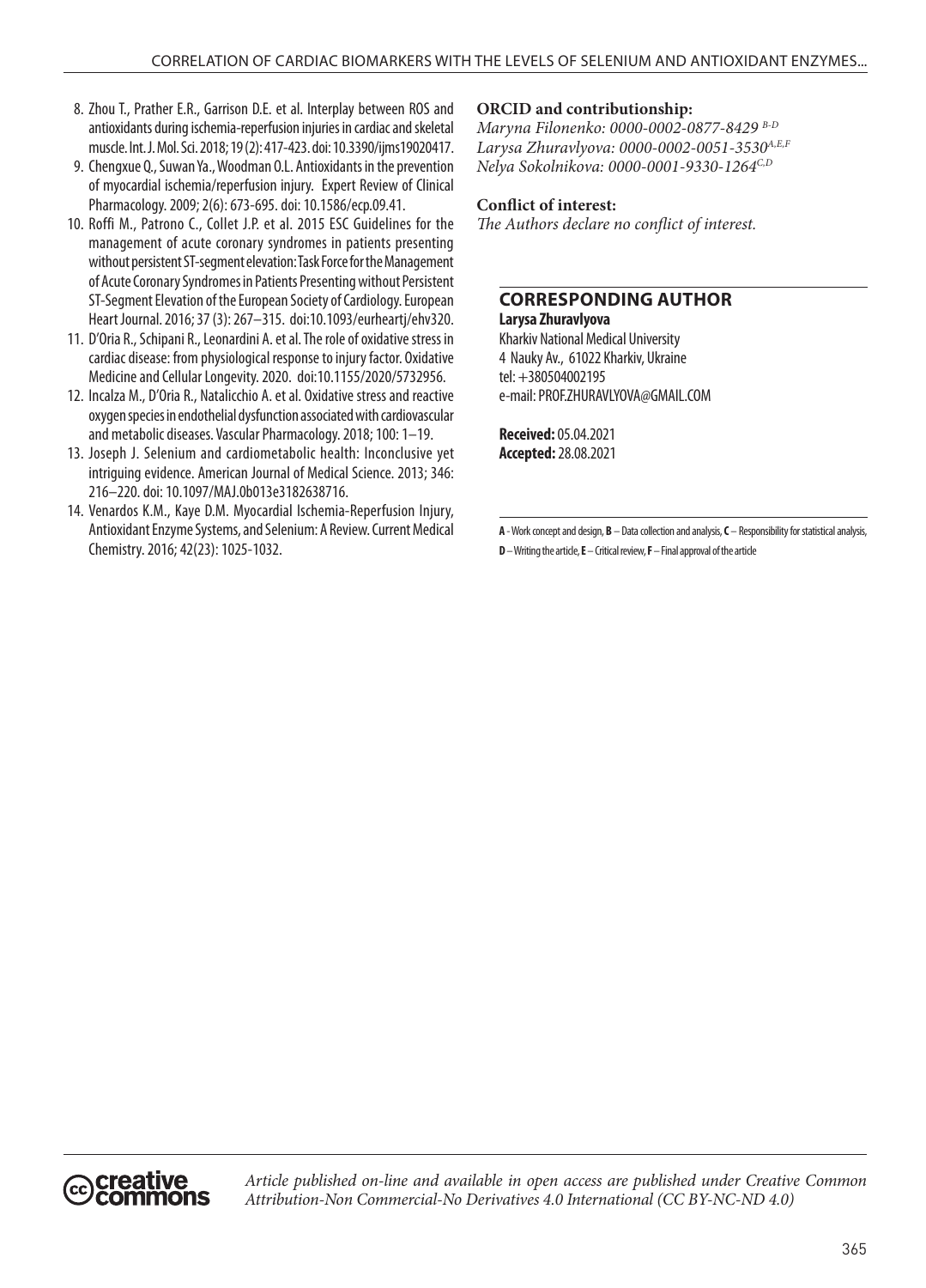8. Zhou T., Prather E.R., Garrison D.E. et al. Interplay between ROS and antioxidants during ischemia-reperfusion injuries in cardiac and skeletal muscle. Int. J. Mol. Sci. 2018; 19 (2): 417-423. doi: 10.3390/ijms19020417.
9. Chengxue Q., Suwan Ya., Woodman O.L. Antioxidants in the prevention of myocardial ischemia/reperfusion injury. Expert Review of Clinical Pharmacology. 2009; 2(6): 673-695. doi: 10.1586/ecp.09.41.
10. Roffi M., Patrono C., Collet J.P. et al. 2015 ESC Guidelines for the management of acute coronary syndromes in patients presenting without persistent ST-segment elevation: Task Force for the Management of Acute Coronary Syndromes in Patients Presenting without Persistent ST-Segment Elevation of the European Society of Cardiology. European Heart Journal. 2016; 37 (3): 267–315. doi:10.1093/eurheartj/ehv320.
11. D'Oria R., Schipani R., Leonardini A. et al. The role of oxidative stress in cardiac disease: from physiological response to injury factor. Oxidative Medicine and Cellular Longevity. 2020. doi:10.1155/2020/5732956.
12. Incalza M., D'Oria R., Natalicchio A. et al. Oxidative stress and reactive oxygen species in endothelial dysfunction associated with cardiovascular and metabolic diseases. Vascular Pharmacology. 2018; 100: 1–19.
13. Joseph J. Selenium and cardiometabolic health: Inconclusive yet intriguing evidence. American Journal of Medical Science. 2013; 346: 216–220. doi: 10.1097/MAJ.0b013e3182638716.
14. Venardos K.M., Kaye D.M. Myocardial Ischemia-Reperfusion Injury, Antioxidant Enzyme Systems, and Selenium: A Review. Current Medical Chemistry. 2016; 42(23): 1025-1032.

**ORCID and contributionship:**

*Maryna Filonenko: 0000-0002-0877-8429 [B-D]*
*Larysa Zhuravlyova: 0000-0002-0051-3530[A,E,F]*
*Nelya Sokolnikova: 0000-0001-9330-1264[C,D]*

**Conflict of interest:**

*The Authors declare no conflict of interest.*

## CORRESPONDING AUTHOR

**Larysa Zhuravlyova**
Kharkiv National Medical University
4 Nauky Av., 61022 Kharkiv, Ukraine
tel: +380504002195
e-mail: PROF.ZHURAVLYOVA@GMAIL.COM

**Received:** 05.04.2021
**Accepted:** 28.08.2021

**A** - Work concept and design, **B** – Data collection and analysis, **C** – Responsibility for statistical analysis, **D** – Writing the article, **E** – Critical review, **F** – Final approval of the article

*Article published on-line and available in open access are published under Creative Common Attribution-Non Commercial-No Derivatives 4.0 International (CC BY-NC-ND 4.0)*